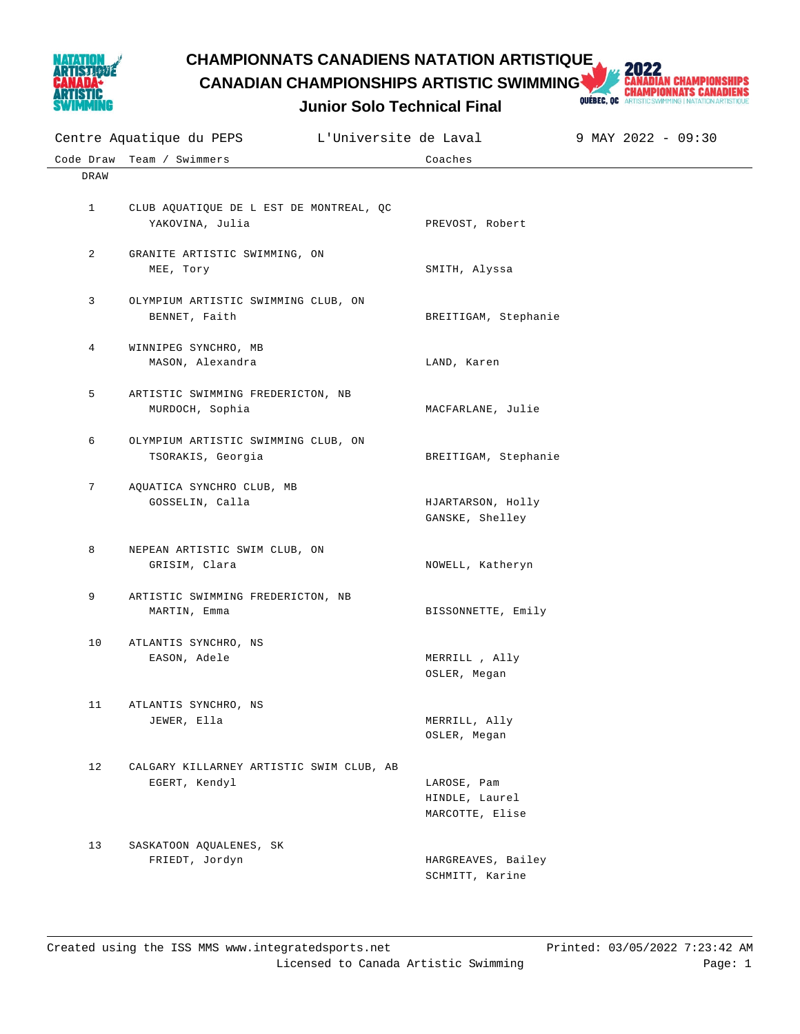# CHAMPIONNATS CANADIENS NATATION ARTISTIQUE
## CANADIAN CHAMPIONSHIPS ARTISTIC SWIMMING
### Junior Solo Technical Final

Centre Aquatique du PEPS | L'Universite de Laval | 9 MAY 2022 - 09:30

| Code | Draw | Team / Swimmers | Coaches |
|---|---|---|---|
| | DRAW | | |
| | 1 | CLUB AQUATIQUE DE L EST DE MONTREAL, QC<br>YAKOVINA, Julia | PREVOST, Robert |
| | 2 | GRANITE ARTISTIC SWIMMING, ON<br>MEE, Tory | SMITH, Alyssa |
| | 3 | OLYMPIUM ARTISTIC SWIMMING CLUB, ON<br>BENNET, Faith | BREITIGAM, Stephanie |
| | 4 | WINNIPEG SYNCHRO, MB<br>MASON, Alexandra | LAND, Karen |
| | 5 | ARTISTIC SWIMMING FREDERICTON, NB<br>MURDOCH, Sophia | MACFARLANE, Julie |
| | 6 | OLYMPIUM ARTISTIC SWIMMING CLUB, ON<br>TSORAKIS, Georgia | BREITIGAM, Stephanie |
| | 7 | AQUATICA SYNCHRO CLUB, MB<br>GOSSELIN, Calla | HJARTARSON, Holly<br>GANSKE, Shelley |
| | 8 | NEPEAN ARTISTIC SWIM CLUB, ON<br>GRISIM, Clara | NOWELL, Katheryn |
| | 9 | ARTISTIC SWIMMING FREDERICTON, NB<br>MARTIN, Emma | BISSONNETTE, Emily |
| | 10 | ATLANTIS SYNCHRO, NS<br>EASON, Adele | MERRILL , Ally<br>OSLER, Megan |
| | 11 | ATLANTIS SYNCHRO, NS<br>JEWER, Ella | MERRILL, Ally<br>OSLER, Megan |
| | 12 | CALGARY KILLARNEY ARTISTIC SWIM CLUB, AB<br>EGERT, Kendyl | LAROSE, Pam<br>HINDLE, Laurel<br>MARCOTTE, Elise |
| | 13 | SASKATOON AQUALENES, SK<br>FRIEDT, Jordyn | HARGREAVES, Bailey<br>SCHMITT, Karine |

Created using the ISS MMS www.integratedsports.net | Printed: 03/05/2022 7:23:42 AM

Licensed to Canada Artistic Swimming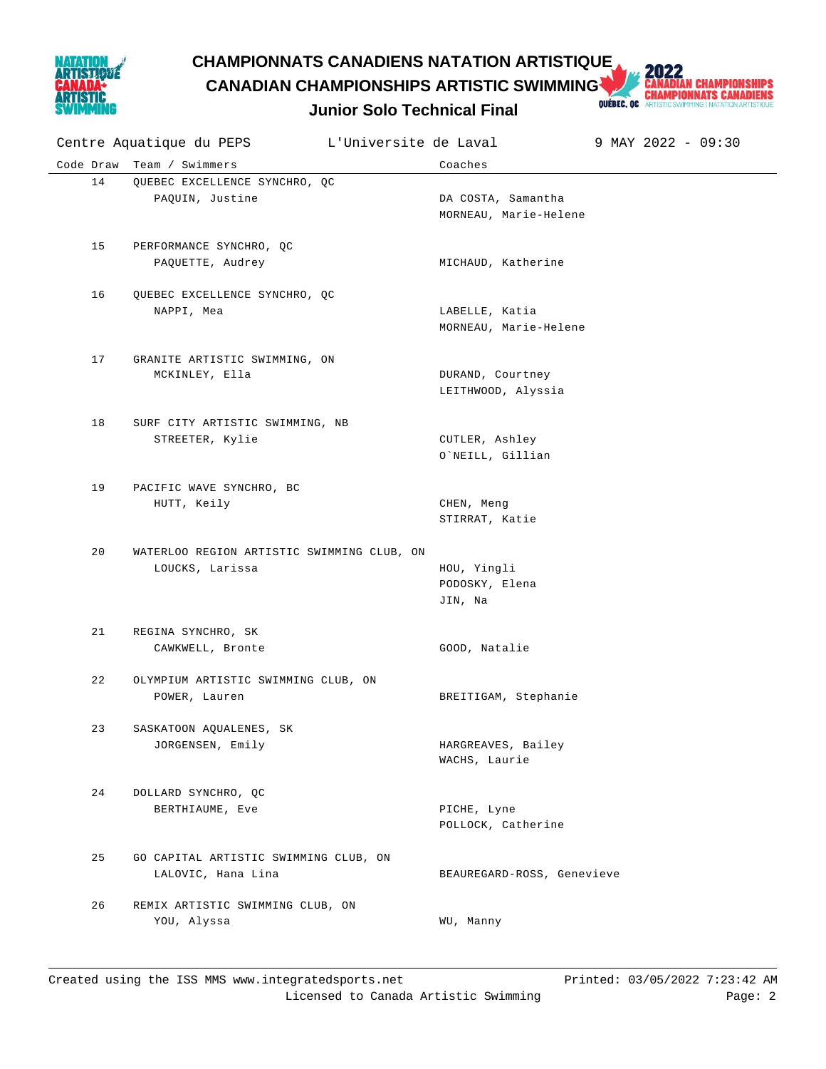# CHAMPIONNATS CANADIENS NATATION ARTISTIQUE

## CANADIAN CHAMPIONSHIPS ARTISTIC SWIMMING

### Junior Solo Technical Final

Centre Aquatique du PEPS | L'Universite de Laval | 9 MAY 2022 - 09:30

| Code | Draw | Team / Swimmers | Coaches |
|---|---|---|---|
| | 14 | QUEBEC EXCELLENCE SYNCHRO, QC | |
| | | PAQUIN, Justine | DA COSTA, Samantha |
| | | | MORNEAU, Marie-Helene |
| | 15 | PERFORMANCE SYNCHRO, QC | |
| | | PAQUETTE, Audrey | MICHAUD, Katherine |
| | 16 | QUEBEC EXCELLENCE SYNCHRO, QC | |
| | | NAPPI, Mea | LABELLE, Katia |
| | | | MORNEAU, Marie-Helene |
| | 17 | GRANITE ARTISTIC SWIMMING, ON | |
| | | MCKINLEY, Ella | DURAND, Courtney |
| | | | LEITHWOOD, Alyssia |
| | 18 | SURF CITY ARTISTIC SWIMMING, NB | |
| | | STREETER, Kylie | CUTLER, Ashley |
| | | | O`NEILL, Gillian |
| | 19 | PACIFIC WAVE SYNCHRO, BC | |
| | | HUTT, Keily | CHEN, Meng |
| | | | STIRRAT, Katie |
| | 20 | WATERLOO REGION ARTISTIC SWIMMING CLUB, ON | |
| | | LOUCKS, Larissa | HOU, Yingli |
| | | | PODOSKY, Elena |
| | | | JIN, Na |
| | 21 | REGINA SYNCHRO, SK | |
| | | CAWKWELL, Bronte | GOOD, Natalie |
| | 22 | OLYMPIUM ARTISTIC SWIMMING CLUB, ON | |
| | | POWER, Lauren | BREITIGAM, Stephanie |
| | 23 | SASKATOON AQUALENES, SK | |
| | | JORGENSEN, Emily | HARGREAVES, Bailey |
| | | | WACHS, Laurie |
| | 24 | DOLLARD SYNCHRO, QC | |
| | | BERTHIAUME, Eve | PICHE, Lyne |
| | | | POLLOCK, Catherine |
| | 25 | GO CAPITAL ARTISTIC SWIMMING CLUB, ON | |
| | | LALOVIC, Hana Lina | BEAUREGARD-ROSS, Genevieve |
| | 26 | REMIX ARTISTIC SWIMMING CLUB, ON | |
| | | YOU, Alyssa | WU, Manny |

Created using the ISS MMS www.integratedsports.net — Printed: 03/05/2022 7:23:42 AM
Licensed to Canada Artistic Swimming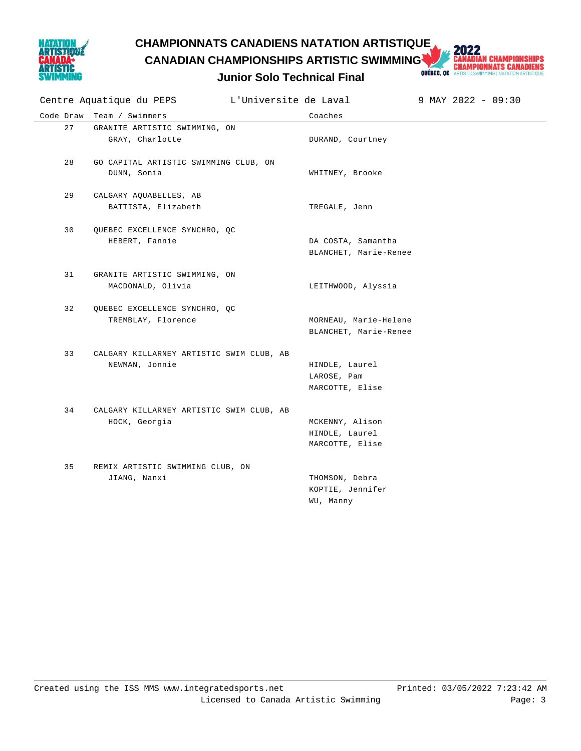# CHAMPIONNATS CANADIENS NATATION ARTISTIQUE

# CANADIAN CHAMPIONSHIPS ARTISTIC SWIMMING

## Junior Solo Technical Final

Centre Aquatique du PEPS    L'Universite de Laval    9 MAY 2022 - 09:30

| Code | Draw | Team / Swimmers | Coaches |
|---|---|---|---|
| | 27 | GRANITE ARTISTIC SWIMMING, ON<br>GRAY, Charlotte | DURAND, Courtney |
| | 28 | GO CAPITAL ARTISTIC SWIMMING CLUB, ON<br>DUNN, Sonia | WHITNEY, Brooke |
| | 29 | CALGARY AQUABELLES, AB<br>BATTISTA, Elizabeth | TREGALE, Jenn |
| | 30 | QUEBEC EXCELLENCE SYNCHRO, QC<br>HEBERT, Fannie | DA COSTA, Samantha<br>BLANCHET, Marie-Renee |
| | 31 | GRANITE ARTISTIC SWIMMING, ON<br>MACDONALD, Olivia | LEITHWOOD, Alyssia |
| | 32 | QUEBEC EXCELLENCE SYNCHRO, QC<br>TREMBLAY, Florence | MORNEAU, Marie-Helene<br>BLANCHET, Marie-Renee |
| | 33 | CALGARY KILLARNEY ARTISTIC SWIM CLUB, AB<br>NEWMAN, Jonnie | HINDLE, Laurel<br>LAROSE, Pam<br>MARCOTTE, Elise |
| | 34 | CALGARY KILLARNEY ARTISTIC SWIM CLUB, AB<br>HOCK, Georgia | MCKENNY, Alison<br>HINDLE, Laurel<br>MARCOTTE, Elise |
| | 35 | REMIX ARTISTIC SWIMMING CLUB, ON<br>JIANG, Nanxi | THOMSON, Debra<br>KOPTIE, Jennifer<br>WU, Manny |